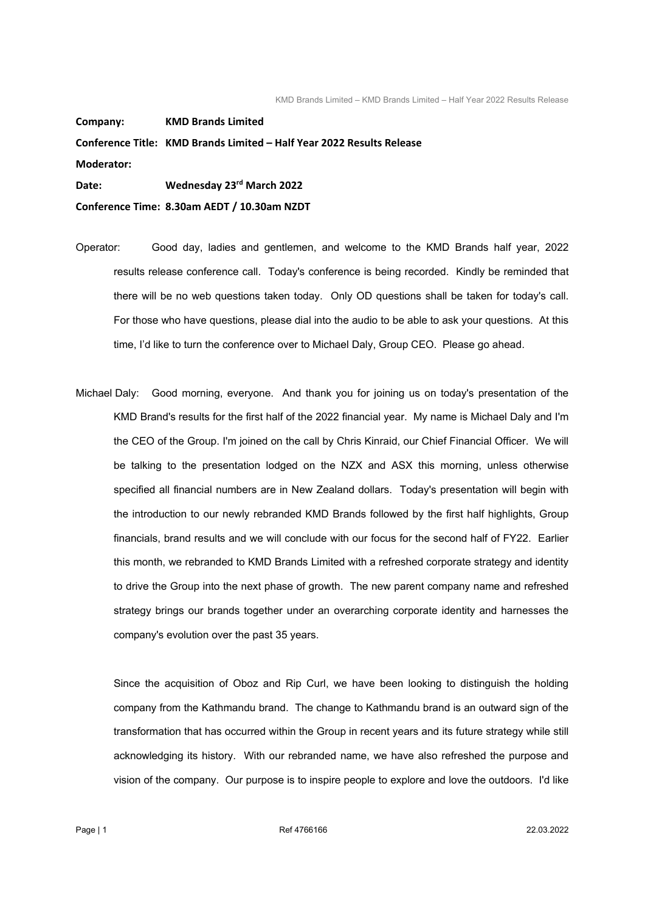**Company:** **KMD Brands Limited**

**Conference Title:** **KMD Brands Limited – Half Year 2022 Results Release**

**Moderator:**

**Date:** **Wednesday 23rd March 2022**

**Conference Time: 8.30am AEDT / 10.30am NZDT**

Operator: Good day, ladies and gentlemen, and welcome to the KMD Brands half year, 2022 results release conference call. Today's conference is being recorded. Kindly be reminded that there will be no web questions taken today. Only OD questions shall be taken for today's call. For those who have questions, please dial into the audio to be able to ask your questions. At this time, I'd like to turn the conference over to Michael Daly, Group CEO. Please go ahead.

Michael Daly: Good morning, everyone. And thank you for joining us on today's presentation of the KMD Brand's results for the first half of the 2022 financial year. My name is Michael Daly and I'm the CEO of the Group. I'm joined on the call by Chris Kinraid, our Chief Financial Officer. We will be talking to the presentation lodged on the NZX and ASX this morning, unless otherwise specified all financial numbers are in New Zealand dollars. Today's presentation will begin with the introduction to our newly rebranded KMD Brands followed by the first half highlights, Group financials, brand results and we will conclude with our focus for the second half of FY22. Earlier this month, we rebranded to KMD Brands Limited with a refreshed corporate strategy and identity to drive the Group into the next phase of growth. The new parent company name and refreshed strategy brings our brands together under an overarching corporate identity and harnesses the company's evolution over the past 35 years.

Since the acquisition of Oboz and Rip Curl, we have been looking to distinguish the holding company from the Kathmandu brand. The change to Kathmandu brand is an outward sign of the transformation that has occurred within the Group in recent years and its future strategy while still acknowledging its history. With our rebranded name, we have also refreshed the purpose and vision of the company. Our purpose is to inspire people to explore and love the outdoors. I'd like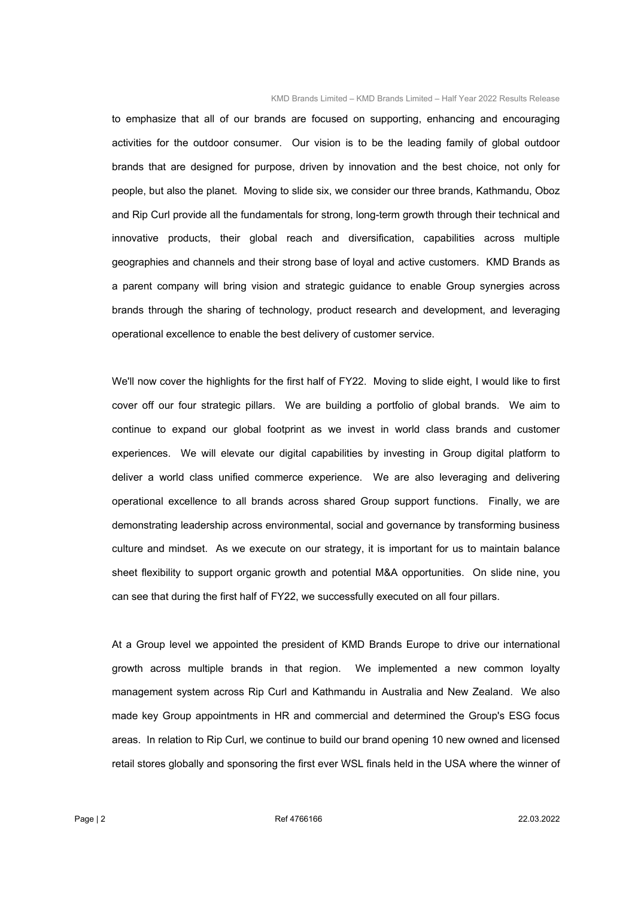to emphasize that all of our brands are focused on supporting, enhancing and encouraging activities for the outdoor consumer. Our vision is to be the leading family of global outdoor brands that are designed for purpose, driven by innovation and the best choice, not only for people, but also the planet. Moving to slide six, we consider our three brands, Kathmandu, Oboz and Rip Curl provide all the fundamentals for strong, long-term growth through their technical and innovative products, their global reach and diversification, capabilities across multiple geographies and channels and their strong base of loyal and active customers. KMD Brands as a parent company will bring vision and strategic guidance to enable Group synergies across brands through the sharing of technology, product research and development, and leveraging operational excellence to enable the best delivery of customer service.

We'll now cover the highlights for the first half of FY22. Moving to slide eight, I would like to first cover off our four strategic pillars. We are building a portfolio of global brands. We aim to continue to expand our global footprint as we invest in world class brands and customer experiences. We will elevate our digital capabilities by investing in Group digital platform to deliver a world class unified commerce experience. We are also leveraging and delivering operational excellence to all brands across shared Group support functions. Finally, we are demonstrating leadership across environmental, social and governance by transforming business culture and mindset. As we execute on our strategy, it is important for us to maintain balance sheet flexibility to support organic growth and potential M&A opportunities. On slide nine, you can see that during the first half of FY22, we successfully executed on all four pillars.

At a Group level we appointed the president of KMD Brands Europe to drive our international growth across multiple brands in that region. We implemented a new common loyalty management system across Rip Curl and Kathmandu in Australia and New Zealand. We also made key Group appointments in HR and commercial and determined the Group's ESG focus areas. In relation to Rip Curl, we continue to build our brand opening 10 new owned and licensed retail stores globally and sponsoring the first ever WSL finals held in the USA where the winner of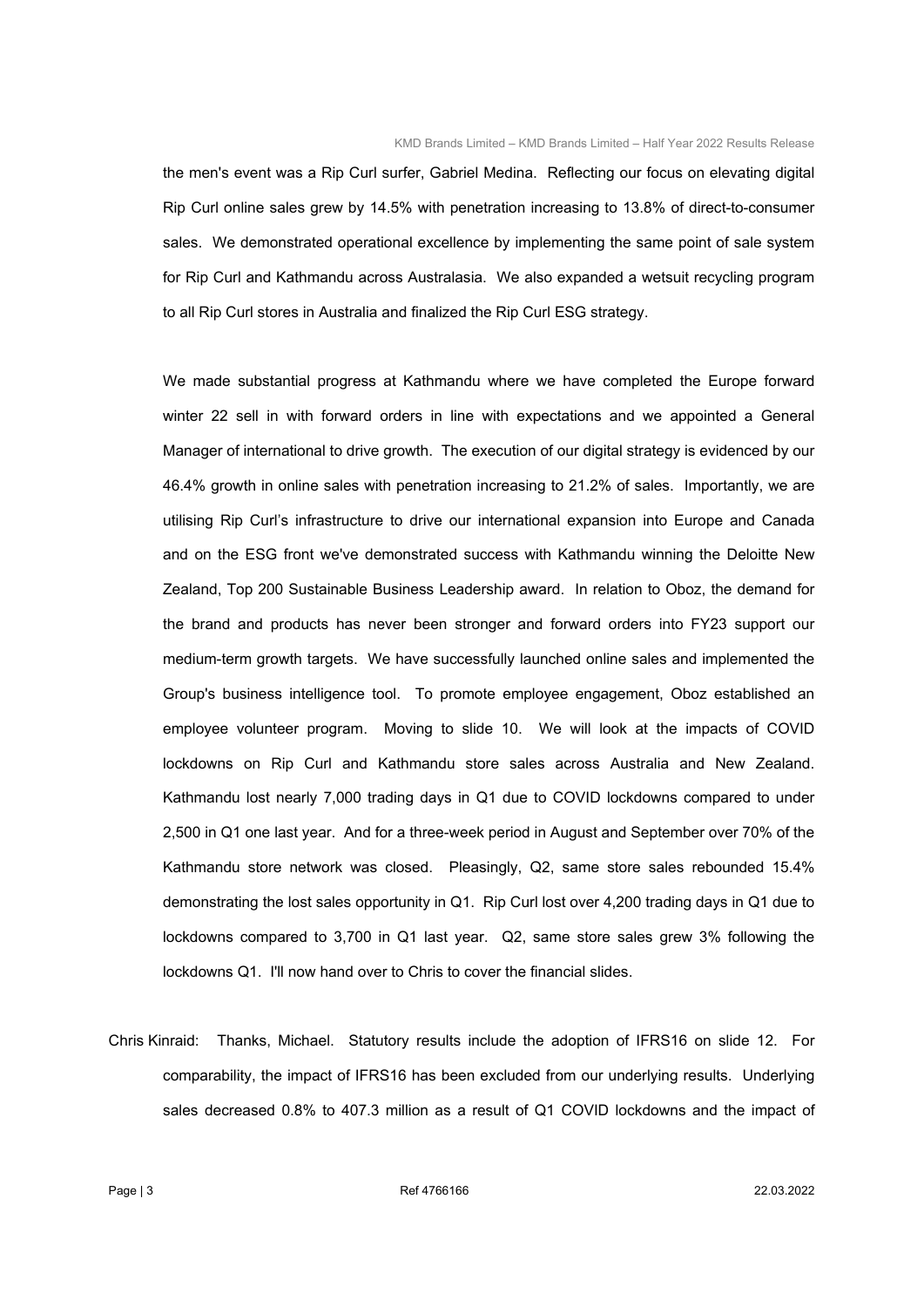the men's event was a Rip Curl surfer, Gabriel Medina. Reflecting our focus on elevating digital Rip Curl online sales grew by 14.5% with penetration increasing to 13.8% of direct-to-consumer sales. We demonstrated operational excellence by implementing the same point of sale system for Rip Curl and Kathmandu across Australasia. We also expanded a wetsuit recycling program to all Rip Curl stores in Australia and finalized the Rip Curl ESG strategy.

We made substantial progress at Kathmandu where we have completed the Europe forward winter 22 sell in with forward orders in line with expectations and we appointed a General Manager of international to drive growth. The execution of our digital strategy is evidenced by our 46.4% growth in online sales with penetration increasing to 21.2% of sales. Importantly, we are utilising Rip Curl's infrastructure to drive our international expansion into Europe and Canada and on the ESG front we've demonstrated success with Kathmandu winning the Deloitte New Zealand, Top 200 Sustainable Business Leadership award. In relation to Oboz, the demand for the brand and products has never been stronger and forward orders into FY23 support our medium-term growth targets. We have successfully launched online sales and implemented the Group's business intelligence tool. To promote employee engagement, Oboz established an employee volunteer program. Moving to slide 10. We will look at the impacts of COVID lockdowns on Rip Curl and Kathmandu store sales across Australia and New Zealand. Kathmandu lost nearly 7,000 trading days in Q1 due to COVID lockdowns compared to under 2,500 in Q1 one last year. And for a three-week period in August and September over 70% of the Kathmandu store network was closed. Pleasingly, Q2, same store sales rebounded 15.4% demonstrating the lost sales opportunity in Q1. Rip Curl lost over 4,200 trading days in Q1 due to lockdowns compared to 3,700 in Q1 last year. Q2, same store sales grew 3% following the lockdowns Q1. I'll now hand over to Chris to cover the financial slides.

Chris Kinraid: Thanks, Michael. Statutory results include the adoption of IFRS16 on slide 12. For comparability, the impact of IFRS16 has been excluded from our underlying results. Underlying sales decreased 0.8% to 407.3 million as a result of Q1 COVID lockdowns and the impact of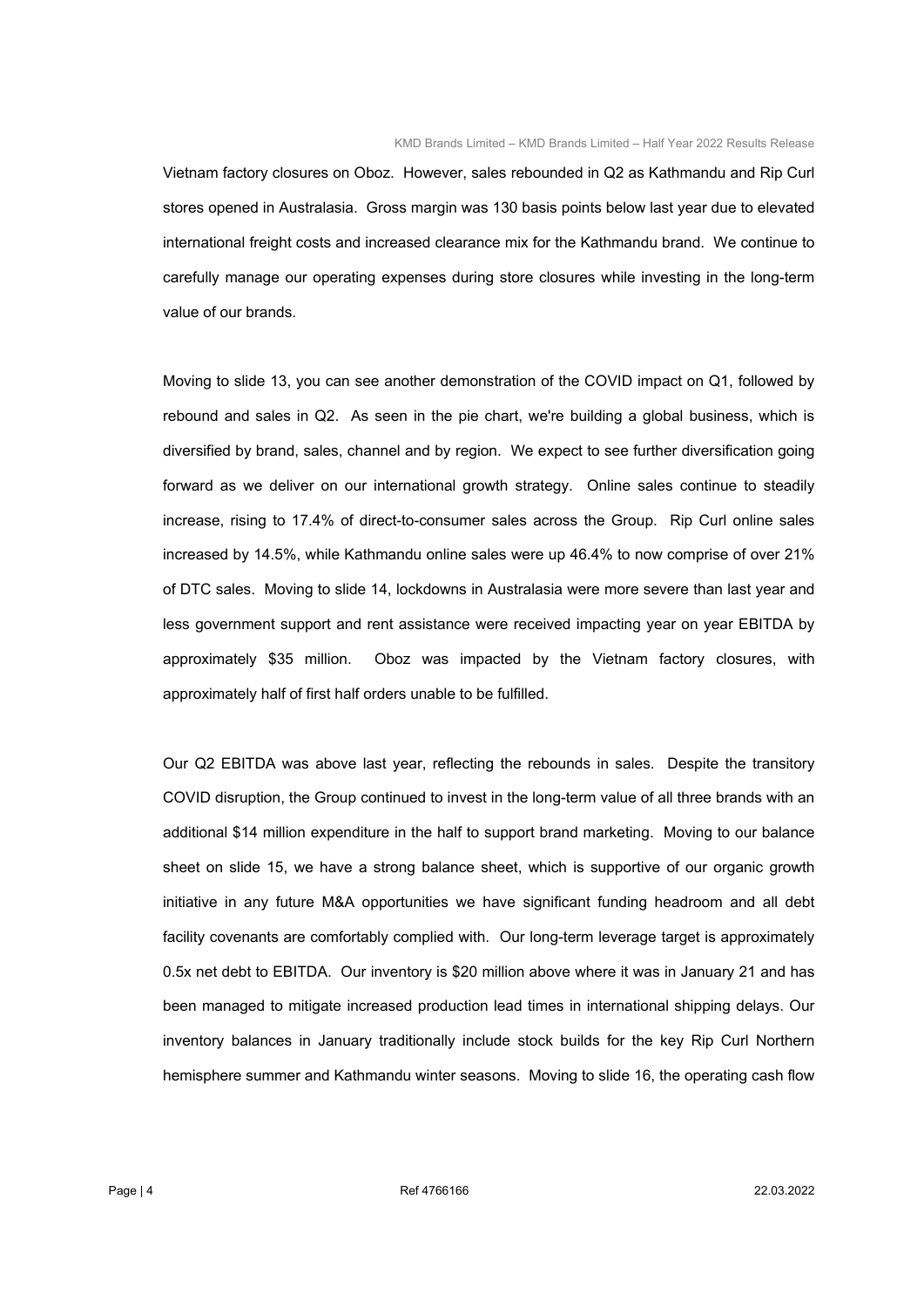Vietnam factory closures on Oboz. However, sales rebounded in Q2 as Kathmandu and Rip Curl stores opened in Australasia. Gross margin was 130 basis points below last year due to elevated international freight costs and increased clearance mix for the Kathmandu brand. We continue to carefully manage our operating expenses during store closures while investing in the long-term value of our brands.

Moving to slide 13, you can see another demonstration of the COVID impact on Q1, followed by rebound and sales in Q2. As seen in the pie chart, we're building a global business, which is diversified by brand, sales, channel and by region. We expect to see further diversification going forward as we deliver on our international growth strategy. Online sales continue to steadily increase, rising to 17.4% of direct-to-consumer sales across the Group. Rip Curl online sales increased by 14.5%, while Kathmandu online sales were up 46.4% to now comprise of over 21% of DTC sales. Moving to slide 14, lockdowns in Australasia were more severe than last year and less government support and rent assistance were received impacting year on year EBITDA by approximately $35 million. Oboz was impacted by the Vietnam factory closures, with approximately half of first half orders unable to be fulfilled.

Our Q2 EBITDA was above last year, reflecting the rebounds in sales. Despite the transitory COVID disruption, the Group continued to invest in the long-term value of all three brands with an additional $14 million expenditure in the half to support brand marketing. Moving to our balance sheet on slide 15, we have a strong balance sheet, which is supportive of our organic growth initiative in any future M&A opportunities we have significant funding headroom and all debt facility covenants are comfortably complied with. Our long-term leverage target is approximately 0.5x net debt to EBITDA. Our inventory is $20 million above where it was in January 21 and has been managed to mitigate increased production lead times in international shipping delays. Our inventory balances in January traditionally include stock builds for the key Rip Curl Northern hemisphere summer and Kathmandu winter seasons. Moving to slide 16, the operating cash flow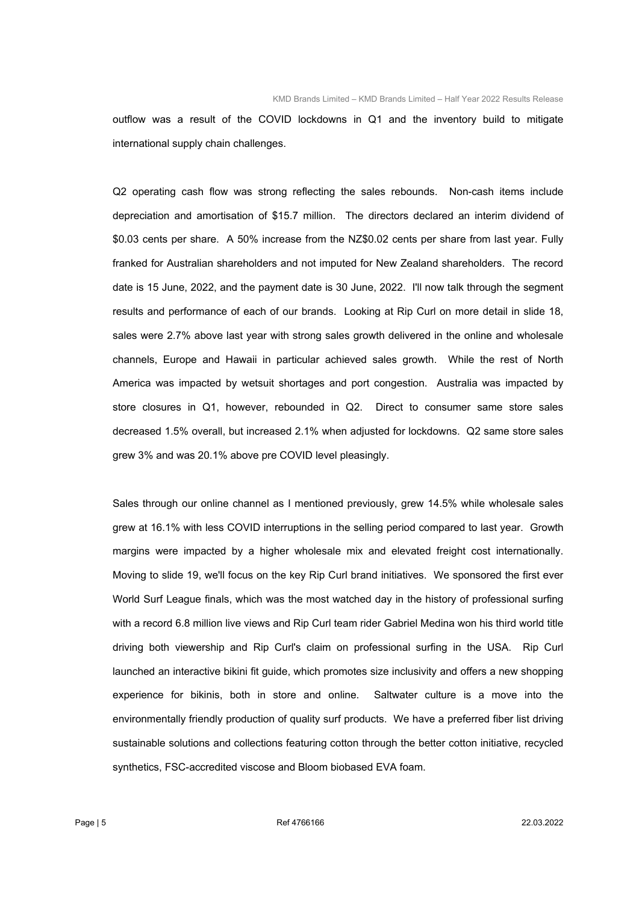outflow was a result of the COVID lockdowns in Q1 and the inventory build to mitigate international supply chain challenges.

Q2 operating cash flow was strong reflecting the sales rebounds. Non-cash items include depreciation and amortisation of $15.7 million. The directors declared an interim dividend of $0.03 cents per share. A 50% increase from the NZ$0.02 cents per share from last year. Fully franked for Australian shareholders and not imputed for New Zealand shareholders. The record date is 15 June, 2022, and the payment date is 30 June, 2022. I'll now talk through the segment results and performance of each of our brands. Looking at Rip Curl on more detail in slide 18, sales were 2.7% above last year with strong sales growth delivered in the online and wholesale channels, Europe and Hawaii in particular achieved sales growth. While the rest of North America was impacted by wetsuit shortages and port congestion. Australia was impacted by store closures in Q1, however, rebounded in Q2. Direct to consumer same store sales decreased 1.5% overall, but increased 2.1% when adjusted for lockdowns. Q2 same store sales grew 3% and was 20.1% above pre COVID level pleasingly.

Sales through our online channel as I mentioned previously, grew 14.5% while wholesale sales grew at 16.1% with less COVID interruptions in the selling period compared to last year. Growth margins were impacted by a higher wholesale mix and elevated freight cost internationally. Moving to slide 19, we'll focus on the key Rip Curl brand initiatives. We sponsored the first ever World Surf League finals, which was the most watched day in the history of professional surfing with a record 6.8 million live views and Rip Curl team rider Gabriel Medina won his third world title driving both viewership and Rip Curl's claim on professional surfing in the USA. Rip Curl launched an interactive bikini fit guide, which promotes size inclusivity and offers a new shopping experience for bikinis, both in store and online. Saltwater culture is a move into the environmentally friendly production of quality surf products. We have a preferred fiber list driving sustainable solutions and collections featuring cotton through the better cotton initiative, recycled synthetics, FSC-accredited viscose and Bloom biobased EVA foam.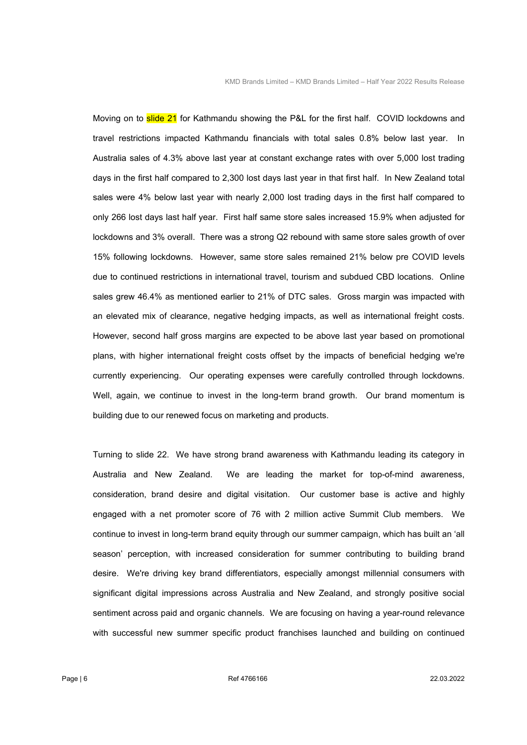Moving on to slide 21 for Kathmandu showing the P&L for the first half. COVID lockdowns and travel restrictions impacted Kathmandu financials with total sales 0.8% below last year. In Australia sales of 4.3% above last year at constant exchange rates with over 5,000 lost trading days in the first half compared to 2,300 lost days last year in that first half. In New Zealand total sales were 4% below last year with nearly 2,000 lost trading days in the first half compared to only 266 lost days last half year. First half same store sales increased 15.9% when adjusted for lockdowns and 3% overall. There was a strong Q2 rebound with same store sales growth of over 15% following lockdowns. However, same store sales remained 21% below pre COVID levels due to continued restrictions in international travel, tourism and subdued CBD locations. Online sales grew 46.4% as mentioned earlier to 21% of DTC sales. Gross margin was impacted with an elevated mix of clearance, negative hedging impacts, as well as international freight costs. However, second half gross margins are expected to be above last year based on promotional plans, with higher international freight costs offset by the impacts of beneficial hedging we're currently experiencing. Our operating expenses were carefully controlled through lockdowns. Well, again, we continue to invest in the long-term brand growth. Our brand momentum is building due to our renewed focus on marketing and products.

Turning to slide 22. We have strong brand awareness with Kathmandu leading its category in Australia and New Zealand. We are leading the market for top-of-mind awareness, consideration, brand desire and digital visitation. Our customer base is active and highly engaged with a net promoter score of 76 with 2 million active Summit Club members. We continue to invest in long-term brand equity through our summer campaign, which has built an 'all season' perception, with increased consideration for summer contributing to building brand desire. We're driving key brand differentiators, especially amongst millennial consumers with significant digital impressions across Australia and New Zealand, and strongly positive social sentiment across paid and organic channels. We are focusing on having a year-round relevance with successful new summer specific product franchises launched and building on continued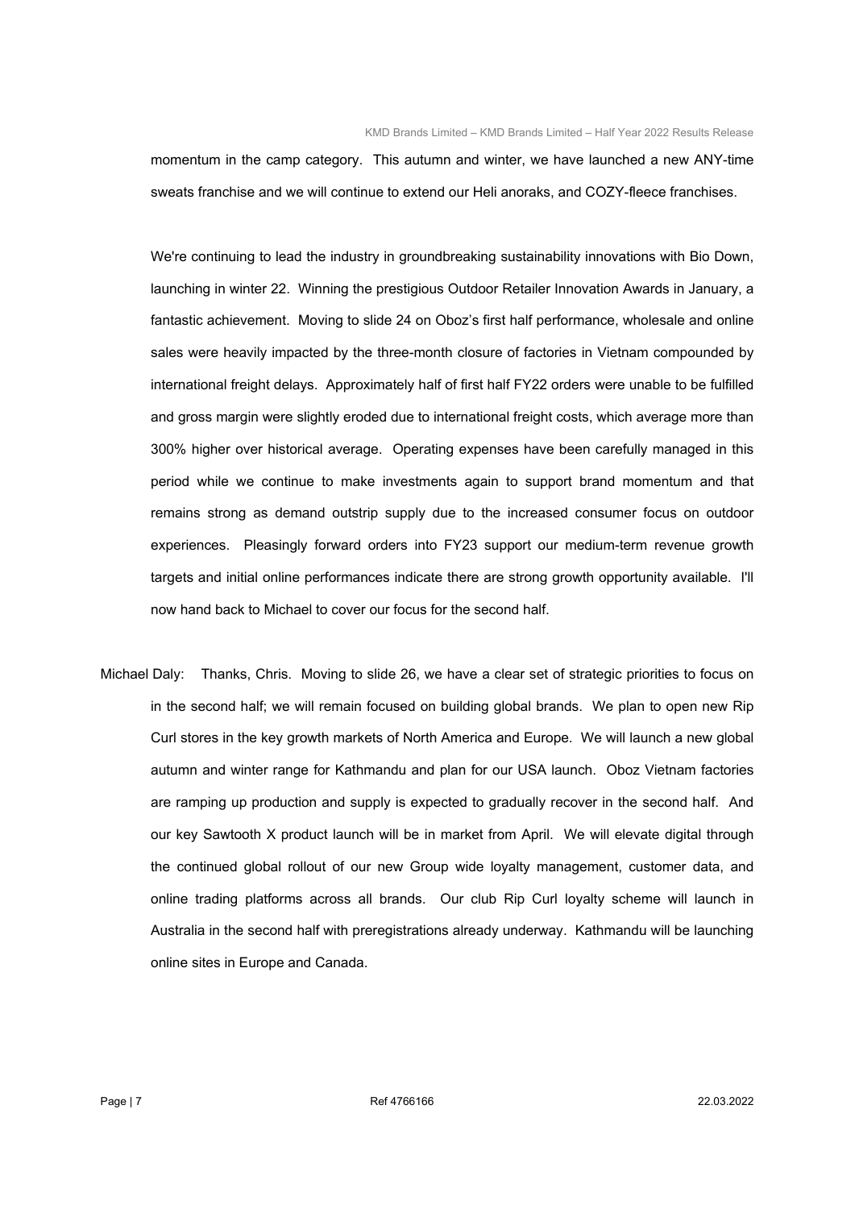momentum in the camp category. This autumn and winter, we have launched a new ANY-time sweats franchise and we will continue to extend our Heli anoraks, and COZY-fleece franchises.

We're continuing to lead the industry in groundbreaking sustainability innovations with Bio Down, launching in winter 22. Winning the prestigious Outdoor Retailer Innovation Awards in January, a fantastic achievement. Moving to slide 24 on Oboz's first half performance, wholesale and online sales were heavily impacted by the three-month closure of factories in Vietnam compounded by international freight delays. Approximately half of first half FY22 orders were unable to be fulfilled and gross margin were slightly eroded due to international freight costs, which average more than 300% higher over historical average. Operating expenses have been carefully managed in this period while we continue to make investments again to support brand momentum and that remains strong as demand outstrip supply due to the increased consumer focus on outdoor experiences. Pleasingly forward orders into FY23 support our medium-term revenue growth targets and initial online performances indicate there are strong growth opportunity available. I'll now hand back to Michael to cover our focus for the second half.

Michael Daly: Thanks, Chris. Moving to slide 26, we have a clear set of strategic priorities to focus on in the second half; we will remain focused on building global brands. We plan to open new Rip Curl stores in the key growth markets of North America and Europe. We will launch a new global autumn and winter range for Kathmandu and plan for our USA launch. Oboz Vietnam factories are ramping up production and supply is expected to gradually recover in the second half. And our key Sawtooth X product launch will be in market from April. We will elevate digital through the continued global rollout of our new Group wide loyalty management, customer data, and online trading platforms across all brands. Our club Rip Curl loyalty scheme will launch in Australia in the second half with preregistrations already underway. Kathmandu will be launching online sites in Europe and Canada.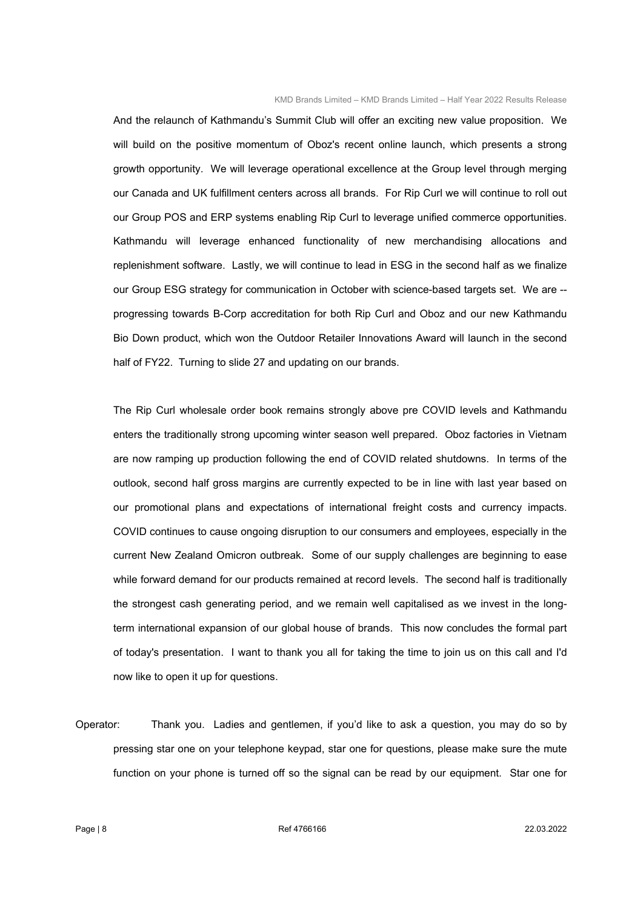And the relaunch of Kathmandu's Summit Club will offer an exciting new value proposition. We will build on the positive momentum of Oboz's recent online launch, which presents a strong growth opportunity. We will leverage operational excellence at the Group level through merging our Canada and UK fulfillment centers across all brands. For Rip Curl we will continue to roll out our Group POS and ERP systems enabling Rip Curl to leverage unified commerce opportunities. Kathmandu will leverage enhanced functionality of new merchandising allocations and replenishment software. Lastly, we will continue to lead in ESG in the second half as we finalize our Group ESG strategy for communication in October with science-based targets set. We are -- progressing towards B-Corp accreditation for both Rip Curl and Oboz and our new Kathmandu Bio Down product, which won the Outdoor Retailer Innovations Award will launch in the second half of FY22. Turning to slide 27 and updating on our brands.

The Rip Curl wholesale order book remains strongly above pre COVID levels and Kathmandu enters the traditionally strong upcoming winter season well prepared. Oboz factories in Vietnam are now ramping up production following the end of COVID related shutdowns. In terms of the outlook, second half gross margins are currently expected to be in line with last year based on our promotional plans and expectations of international freight costs and currency impacts. COVID continues to cause ongoing disruption to our consumers and employees, especially in the current New Zealand Omicron outbreak. Some of our supply challenges are beginning to ease while forward demand for our products remained at record levels. The second half is traditionally the strongest cash generating period, and we remain well capitalised as we invest in the long-term international expansion of our global house of brands. This now concludes the formal part of today's presentation. I want to thank you all for taking the time to join us on this call and I'd now like to open it up for questions.

Operator: Thank you. Ladies and gentlemen, if you'd like to ask a question, you may do so by pressing star one on your telephone keypad, star one for questions, please make sure the mute function on your phone is turned off so the signal can be read by our equipment. Star one for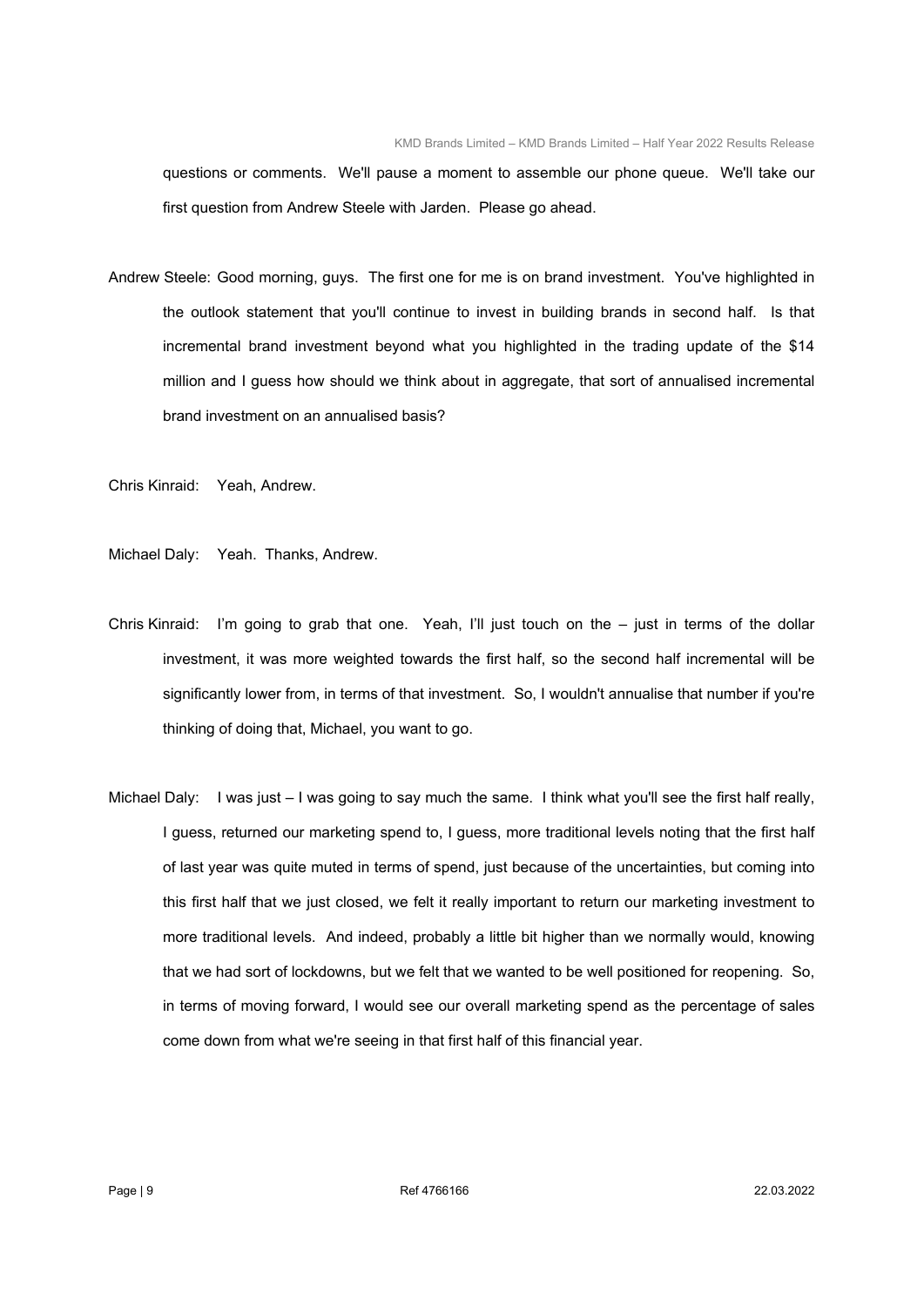questions or comments. We'll pause a moment to assemble our phone queue. We'll take our first question from Andrew Steele with Jarden. Please go ahead.

Andrew Steele: Good morning, guys. The first one for me is on brand investment. You've highlighted in the outlook statement that you'll continue to invest in building brands in second half. Is that incremental brand investment beyond what you highlighted in the trading update of the $14 million and I guess how should we think about in aggregate, that sort of annualised incremental brand investment on an annualised basis?

Chris Kinraid: Yeah, Andrew.

Michael Daly: Yeah. Thanks, Andrew.

Chris Kinraid: I'm going to grab that one. Yeah, I'll just touch on the – just in terms of the dollar investment, it was more weighted towards the first half, so the second half incremental will be significantly lower from, in terms of that investment. So, I wouldn't annualise that number if you're thinking of doing that, Michael, you want to go.

Michael Daly: I was just – I was going to say much the same. I think what you'll see the first half really, I guess, returned our marketing spend to, I guess, more traditional levels noting that the first half of last year was quite muted in terms of spend, just because of the uncertainties, but coming into this first half that we just closed, we felt it really important to return our marketing investment to more traditional levels. And indeed, probably a little bit higher than we normally would, knowing that we had sort of lockdowns, but we felt that we wanted to be well positioned for reopening. So, in terms of moving forward, I would see our overall marketing spend as the percentage of sales come down from what we're seeing in that first half of this financial year.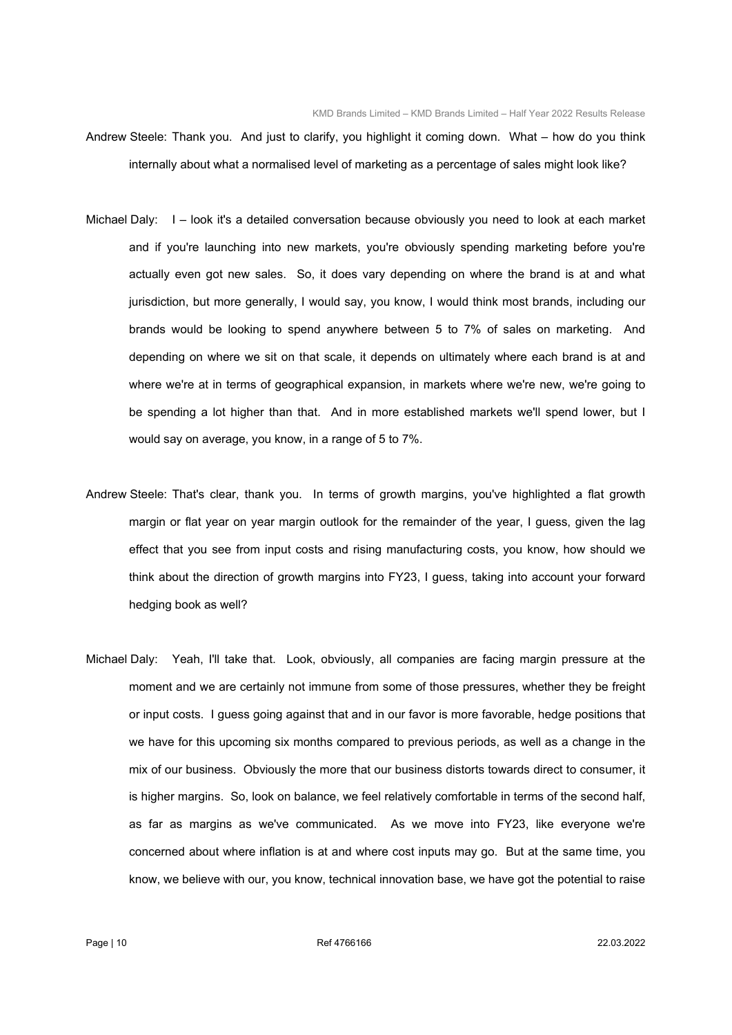Andrew Steele: Thank you. And just to clarify, you highlight it coming down. What – how do you think internally about what a normalised level of marketing as a percentage of sales might look like?

Michael Daly: I – look it's a detailed conversation because obviously you need to look at each market and if you're launching into new markets, you're obviously spending marketing before you're actually even got new sales. So, it does vary depending on where the brand is at and what jurisdiction, but more generally, I would say, you know, I would think most brands, including our brands would be looking to spend anywhere between 5 to 7% of sales on marketing. And depending on where we sit on that scale, it depends on ultimately where each brand is at and where we're at in terms of geographical expansion, in markets where we're new, we're going to be spending a lot higher than that. And in more established markets we'll spend lower, but I would say on average, you know, in a range of 5 to 7%.

Andrew Steele: That's clear, thank you. In terms of growth margins, you've highlighted a flat growth margin or flat year on year margin outlook for the remainder of the year, I guess, given the lag effect that you see from input costs and rising manufacturing costs, you know, how should we think about the direction of growth margins into FY23, I guess, taking into account your forward hedging book as well?

Michael Daly: Yeah, I'll take that. Look, obviously, all companies are facing margin pressure at the moment and we are certainly not immune from some of those pressures, whether they be freight or input costs. I guess going against that and in our favor is more favorable, hedge positions that we have for this upcoming six months compared to previous periods, as well as a change in the mix of our business. Obviously the more that our business distorts towards direct to consumer, it is higher margins. So, look on balance, we feel relatively comfortable in terms of the second half, as far as margins as we've communicated. As we move into FY23, like everyone we're concerned about where inflation is at and where cost inputs may go. But at the same time, you know, we believe with our, you know, technical innovation base, we have got the potential to raise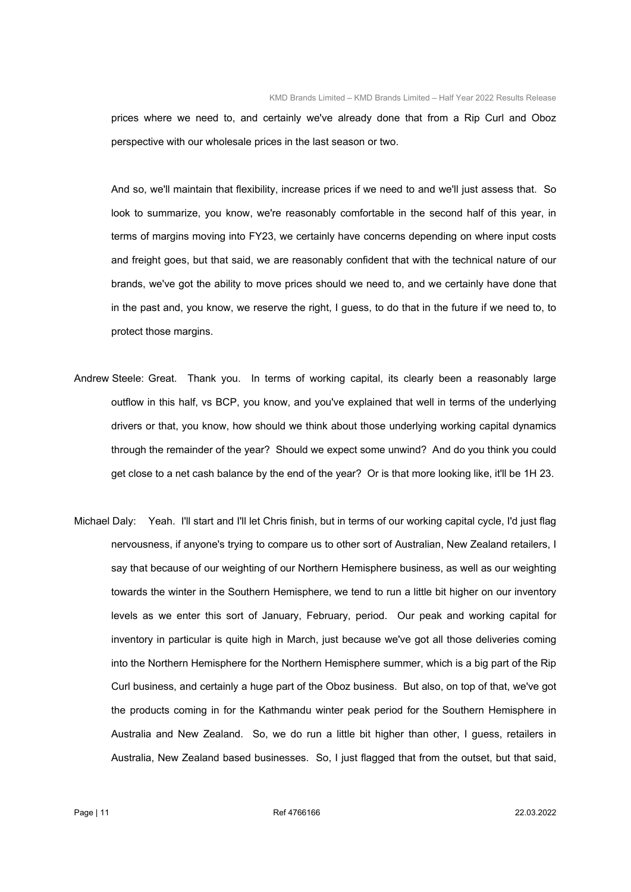prices where we need to, and certainly we've already done that from a Rip Curl and Oboz perspective with our wholesale prices in the last season or two.

And so, we'll maintain that flexibility, increase prices if we need to and we'll just assess that. So look to summarize, you know, we're reasonably comfortable in the second half of this year, in terms of margins moving into FY23, we certainly have concerns depending on where input costs and freight goes, but that said, we are reasonably confident that with the technical nature of our brands, we've got the ability to move prices should we need to, and we certainly have done that in the past and, you know, we reserve the right, I guess, to do that in the future if we need to, to protect those margins.

Andrew Steele: Great. Thank you. In terms of working capital, its clearly been a reasonably large outflow in this half, vs BCP, you know, and you've explained that well in terms of the underlying drivers or that, you know, how should we think about those underlying working capital dynamics through the remainder of the year? Should we expect some unwind? And do you think you could get close to a net cash balance by the end of the year? Or is that more looking like, it'll be 1H 23.

Michael Daly: Yeah. I'll start and I'll let Chris finish, but in terms of our working capital cycle, I'd just flag nervousness, if anyone's trying to compare us to other sort of Australian, New Zealand retailers, I say that because of our weighting of our Northern Hemisphere business, as well as our weighting towards the winter in the Southern Hemisphere, we tend to run a little bit higher on our inventory levels as we enter this sort of January, February, period. Our peak and working capital for inventory in particular is quite high in March, just because we've got all those deliveries coming into the Northern Hemisphere for the Northern Hemisphere summer, which is a big part of the Rip Curl business, and certainly a huge part of the Oboz business. But also, on top of that, we've got the products coming in for the Kathmandu winter peak period for the Southern Hemisphere in Australia and New Zealand. So, we do run a little bit higher than other, I guess, retailers in Australia, New Zealand based businesses. So, I just flagged that from the outset, but that said,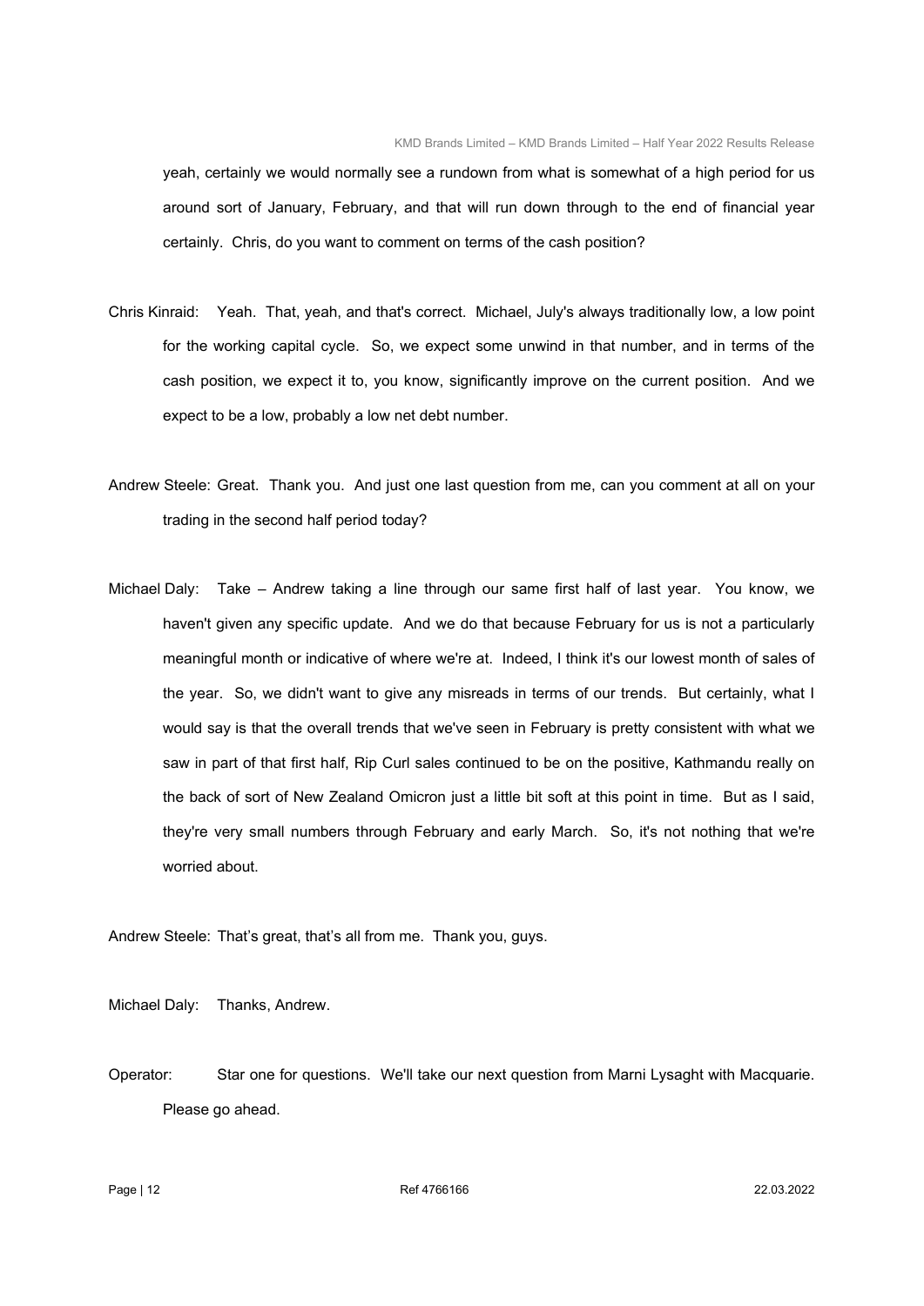yeah, certainly we would normally see a rundown from what is somewhat of a high period for us around sort of January, February, and that will run down through to the end of financial year certainly. Chris, do you want to comment on terms of the cash position?

Chris Kinraid: Yeah. That, yeah, and that's correct. Michael, July's always traditionally low, a low point for the working capital cycle. So, we expect some unwind in that number, and in terms of the cash position, we expect it to, you know, significantly improve on the current position. And we expect to be a low, probably a low net debt number.

Andrew Steele: Great. Thank you. And just one last question from me, can you comment at all on your trading in the second half period today?

Michael Daly: Take – Andrew taking a line through our same first half of last year. You know, we haven't given any specific update. And we do that because February for us is not a particularly meaningful month or indicative of where we're at. Indeed, I think it's our lowest month of sales of the year. So, we didn't want to give any misreads in terms of our trends. But certainly, what I would say is that the overall trends that we've seen in February is pretty consistent with what we saw in part of that first half, Rip Curl sales continued to be on the positive, Kathmandu really on the back of sort of New Zealand Omicron just a little bit soft at this point in time. But as I said, they're very small numbers through February and early March. So, it's not nothing that we're worried about.

Andrew Steele: That's great, that's all from me. Thank you, guys.

Michael Daly: Thanks, Andrew.

Operator: Star one for questions. We'll take our next question from Marni Lysaght with Macquarie. Please go ahead.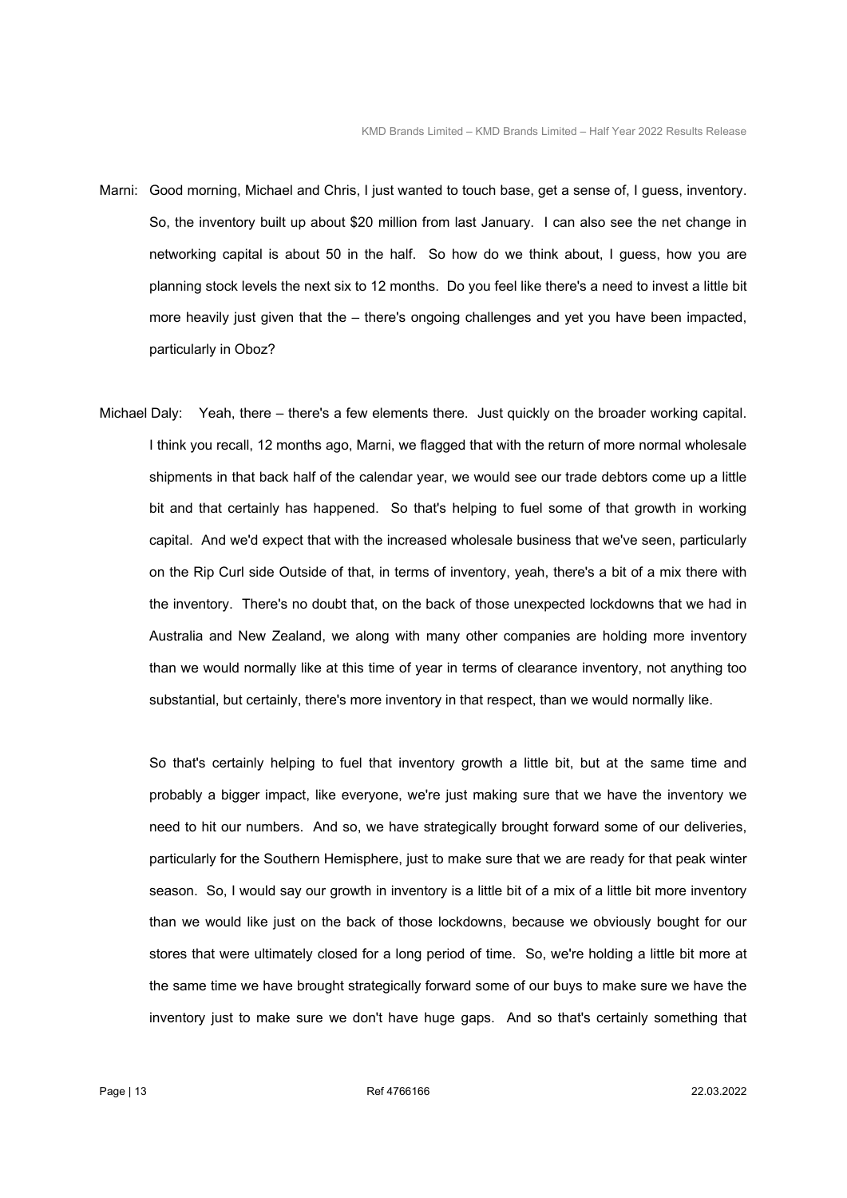Marni: Good morning, Michael and Chris, I just wanted to touch base, get a sense of, I guess, inventory. So, the inventory built up about $20 million from last January. I can also see the net change in networking capital is about 50 in the half. So how do we think about, I guess, how you are planning stock levels the next six to 12 months. Do you feel like there's a need to invest a little bit more heavily just given that the – there's ongoing challenges and yet you have been impacted, particularly in Oboz?

Michael Daly: Yeah, there – there's a few elements there. Just quickly on the broader working capital. I think you recall, 12 months ago, Marni, we flagged that with the return of more normal wholesale shipments in that back half of the calendar year, we would see our trade debtors come up a little bit and that certainly has happened. So that's helping to fuel some of that growth in working capital. And we'd expect that with the increased wholesale business that we've seen, particularly on the Rip Curl side Outside of that, in terms of inventory, yeah, there's a bit of a mix there with the inventory. There's no doubt that, on the back of those unexpected lockdowns that we had in Australia and New Zealand, we along with many other companies are holding more inventory than we would normally like at this time of year in terms of clearance inventory, not anything too substantial, but certainly, there's more inventory in that respect, than we would normally like.

So that's certainly helping to fuel that inventory growth a little bit, but at the same time and probably a bigger impact, like everyone, we're just making sure that we have the inventory we need to hit our numbers. And so, we have strategically brought forward some of our deliveries, particularly for the Southern Hemisphere, just to make sure that we are ready for that peak winter season. So, I would say our growth in inventory is a little bit of a mix of a little bit more inventory than we would like just on the back of those lockdowns, because we obviously bought for our stores that were ultimately closed for a long period of time. So, we're holding a little bit more at the same time we have brought strategically forward some of our buys to make sure we have the inventory just to make sure we don't have huge gaps. And so that's certainly something that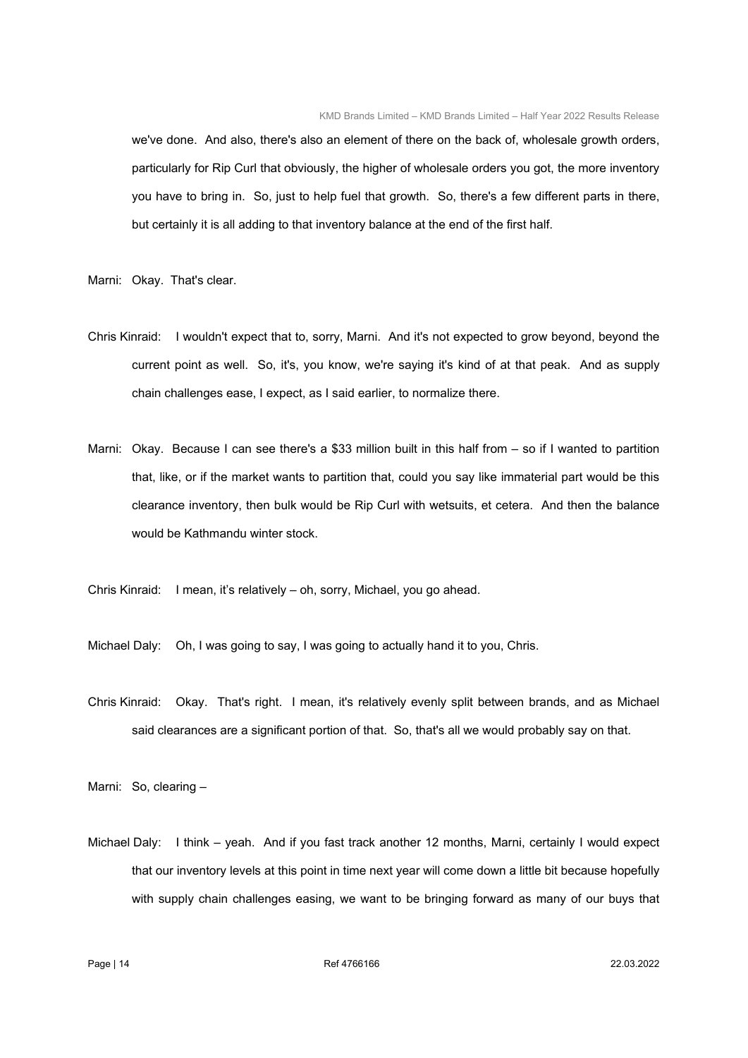we've done. And also, there's also an element of there on the back of, wholesale growth orders, particularly for Rip Curl that obviously, the higher of wholesale orders you got, the more inventory you have to bring in. So, just to help fuel that growth. So, there's a few different parts in there, but certainly it is all adding to that inventory balance at the end of the first half.

Marni: Okay. That's clear.

Chris Kinraid: I wouldn't expect that to, sorry, Marni. And it's not expected to grow beyond, beyond the current point as well. So, it's, you know, we're saying it's kind of at that peak. And as supply chain challenges ease, I expect, as I said earlier, to normalize there.

Marni: Okay. Because I can see there's a $33 million built in this half from – so if I wanted to partition that, like, or if the market wants to partition that, could you say like immaterial part would be this clearance inventory, then bulk would be Rip Curl with wetsuits, et cetera. And then the balance would be Kathmandu winter stock.

Chris Kinraid: I mean, it's relatively – oh, sorry, Michael, you go ahead.

Michael Daly: Oh, I was going to say, I was going to actually hand it to you, Chris.

Chris Kinraid: Okay. That's right. I mean, it's relatively evenly split between brands, and as Michael said clearances are a significant portion of that. So, that's all we would probably say on that.

Marni: So, clearing –

Michael Daly: I think – yeah. And if you fast track another 12 months, Marni, certainly I would expect that our inventory levels at this point in time next year will come down a little bit because hopefully with supply chain challenges easing, we want to be bringing forward as many of our buys that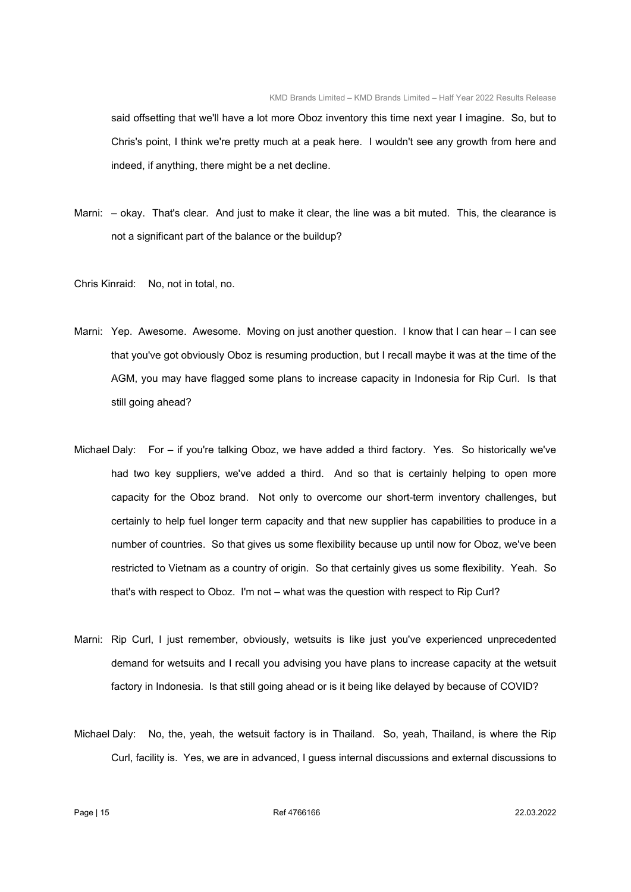said offsetting that we'll have a lot more Oboz inventory this time next year I imagine. So, but to Chris's point, I think we're pretty much at a peak here. I wouldn't see any growth from here and indeed, if anything, there might be a net decline.

Marni: – okay. That's clear. And just to make it clear, the line was a bit muted. This, the clearance is not a significant part of the balance or the buildup?

Chris Kinraid: No, not in total, no.

Marni: Yep. Awesome. Awesome. Moving on just another question. I know that I can hear – I can see that you've got obviously Oboz is resuming production, but I recall maybe it was at the time of the AGM, you may have flagged some plans to increase capacity in Indonesia for Rip Curl. Is that still going ahead?

Michael Daly: For – if you're talking Oboz, we have added a third factory. Yes. So historically we've had two key suppliers, we've added a third. And so that is certainly helping to open more capacity for the Oboz brand. Not only to overcome our short-term inventory challenges, but certainly to help fuel longer term capacity and that new supplier has capabilities to produce in a number of countries. So that gives us some flexibility because up until now for Oboz, we've been restricted to Vietnam as a country of origin. So that certainly gives us some flexibility. Yeah. So that's with respect to Oboz. I'm not – what was the question with respect to Rip Curl?

Marni: Rip Curl, I just remember, obviously, wetsuits is like just you've experienced unprecedented demand for wetsuits and I recall you advising you have plans to increase capacity at the wetsuit factory in Indonesia. Is that still going ahead or is it being like delayed by because of COVID?

Michael Daly: No, the, yeah, the wetsuit factory is in Thailand. So, yeah, Thailand, is where the Rip Curl, facility is. Yes, we are in advanced, I guess internal discussions and external discussions to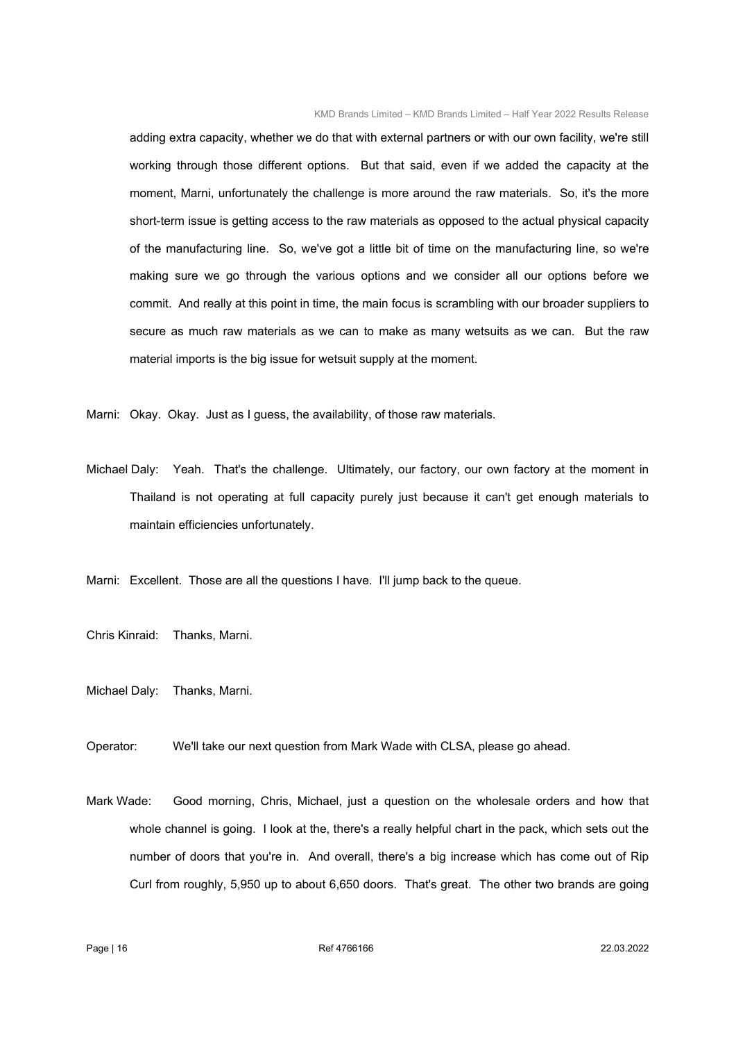adding extra capacity, whether we do that with external partners or with our own facility, we're still working through those different options. But that said, even if we added the capacity at the moment, Marni, unfortunately the challenge is more around the raw materials. So, it's the more short-term issue is getting access to the raw materials as opposed to the actual physical capacity of the manufacturing line. So, we've got a little bit of time on the manufacturing line, so we're making sure we go through the various options and we consider all our options before we commit. And really at this point in time, the main focus is scrambling with our broader suppliers to secure as much raw materials as we can to make as many wetsuits as we can. But the raw material imports is the big issue for wetsuit supply at the moment.

Marni: Okay. Okay. Just as I guess, the availability, of those raw materials.

Michael Daly: Yeah. That's the challenge. Ultimately, our factory, our own factory at the moment in Thailand is not operating at full capacity purely just because it can't get enough materials to maintain efficiencies unfortunately.

Marni: Excellent. Those are all the questions I have. I'll jump back to the queue.

Chris Kinraid: Thanks, Marni.

Michael Daly: Thanks, Marni.

Operator: We'll take our next question from Mark Wade with CLSA, please go ahead.

Mark Wade: Good morning, Chris, Michael, just a question on the wholesale orders and how that whole channel is going. I look at the, there's a really helpful chart in the pack, which sets out the number of doors that you're in. And overall, there's a big increase which has come out of Rip Curl from roughly, 5,950 up to about 6,650 doors. That's great. The other two brands are going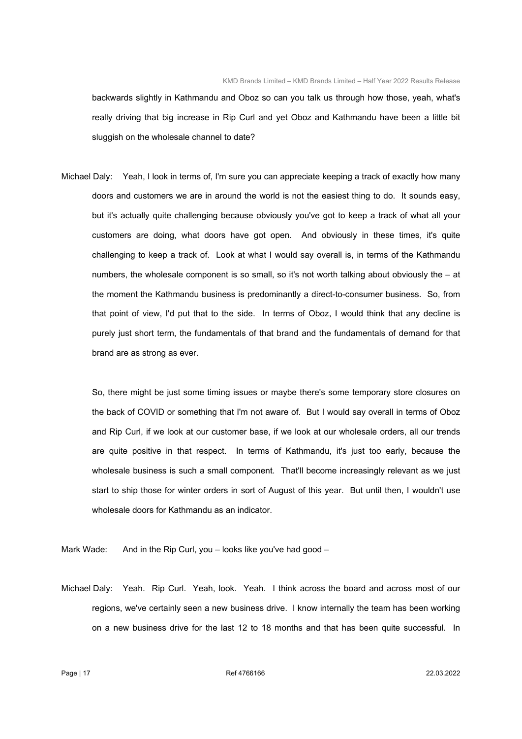backwards slightly in Kathmandu and Oboz so can you talk us through how those, yeah, what's really driving that big increase in Rip Curl and yet Oboz and Kathmandu have been a little bit sluggish on the wholesale channel to date?

Michael Daly: Yeah, I look in terms of, I'm sure you can appreciate keeping a track of exactly how many doors and customers we are in around the world is not the easiest thing to do. It sounds easy, but it's actually quite challenging because obviously you've got to keep a track of what all your customers are doing, what doors have got open. And obviously in these times, it's quite challenging to keep a track of. Look at what I would say overall is, in terms of the Kathmandu numbers, the wholesale component is so small, so it's not worth talking about obviously the – at the moment the Kathmandu business is predominantly a direct-to-consumer business. So, from that point of view, I'd put that to the side. In terms of Oboz, I would think that any decline is purely just short term, the fundamentals of that brand and the fundamentals of demand for that brand are as strong as ever.

So, there might be just some timing issues or maybe there's some temporary store closures on the back of COVID or something that I'm not aware of. But I would say overall in terms of Oboz and Rip Curl, if we look at our customer base, if we look at our wholesale orders, all our trends are quite positive in that respect. In terms of Kathmandu, it's just too early, because the wholesale business is such a small component. That'll become increasingly relevant as we just start to ship those for winter orders in sort of August of this year. But until then, I wouldn't use wholesale doors for Kathmandu as an indicator.

Mark Wade: And in the Rip Curl, you – looks like you've had good –

Michael Daly: Yeah. Rip Curl. Yeah, look. Yeah. I think across the board and across most of our regions, we've certainly seen a new business drive. I know internally the team has been working on a new business drive for the last 12 to 18 months and that has been quite successful. In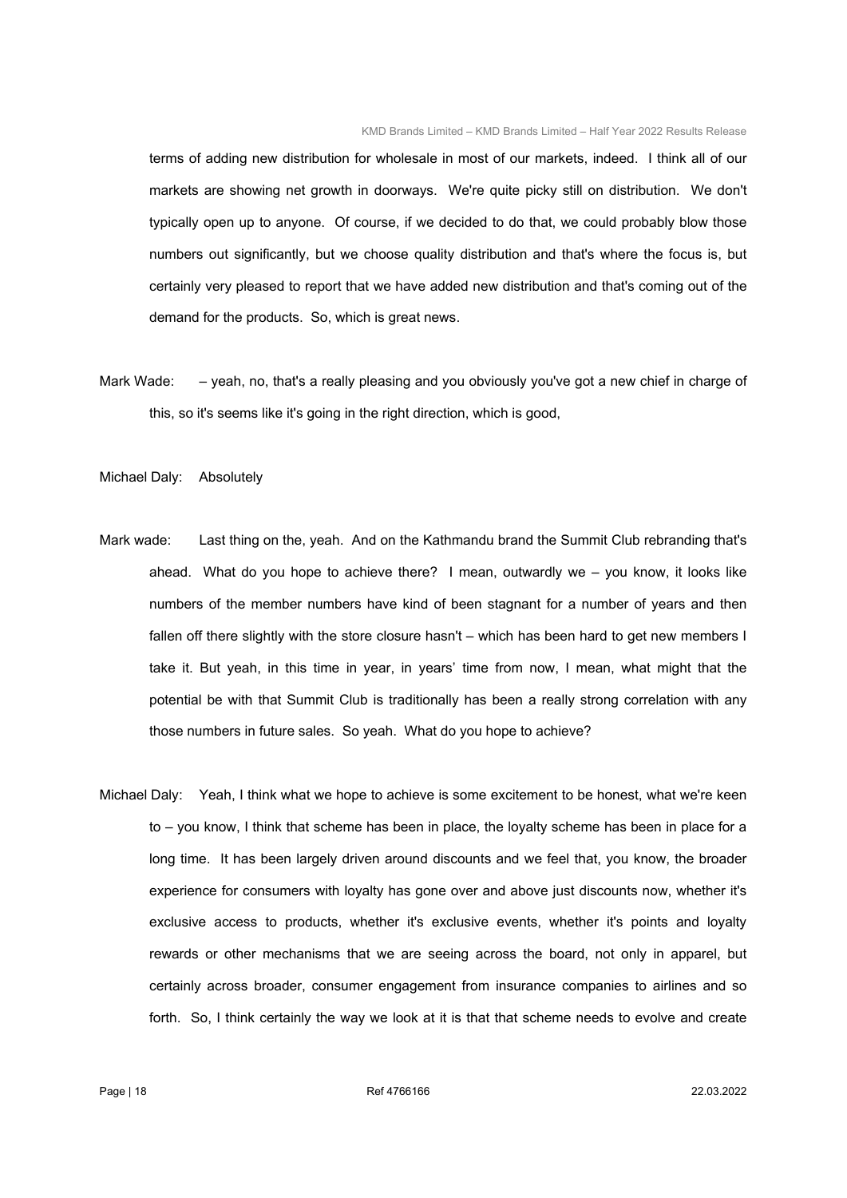terms of adding new distribution for wholesale in most of our markets, indeed. I think all of our markets are showing net growth in doorways. We're quite picky still on distribution. We don't typically open up to anyone. Of course, if we decided to do that, we could probably blow those numbers out significantly, but we choose quality distribution and that's where the focus is, but certainly very pleased to report that we have added new distribution and that's coming out of the demand for the products. So, which is great news.

Mark Wade: – yeah, no, that's a really pleasing and you obviously you've got a new chief in charge of this, so it's seems like it's going in the right direction, which is good,

Michael Daly: Absolutely

Mark wade: Last thing on the, yeah. And on the Kathmandu brand the Summit Club rebranding that's ahead. What do you hope to achieve there? I mean, outwardly we – you know, it looks like numbers of the member numbers have kind of been stagnant for a number of years and then fallen off there slightly with the store closure hasn't – which has been hard to get new members I take it. But yeah, in this time in year, in years' time from now, I mean, what might that the potential be with that Summit Club is traditionally has been a really strong correlation with any those numbers in future sales. So yeah. What do you hope to achieve?

Michael Daly: Yeah, I think what we hope to achieve is some excitement to be honest, what we're keen to – you know, I think that scheme has been in place, the loyalty scheme has been in place for a long time. It has been largely driven around discounts and we feel that, you know, the broader experience for consumers with loyalty has gone over and above just discounts now, whether it's exclusive access to products, whether it's exclusive events, whether it's points and loyalty rewards or other mechanisms that we are seeing across the board, not only in apparel, but certainly across broader, consumer engagement from insurance companies to airlines and so forth. So, I think certainly the way we look at it is that that scheme needs to evolve and create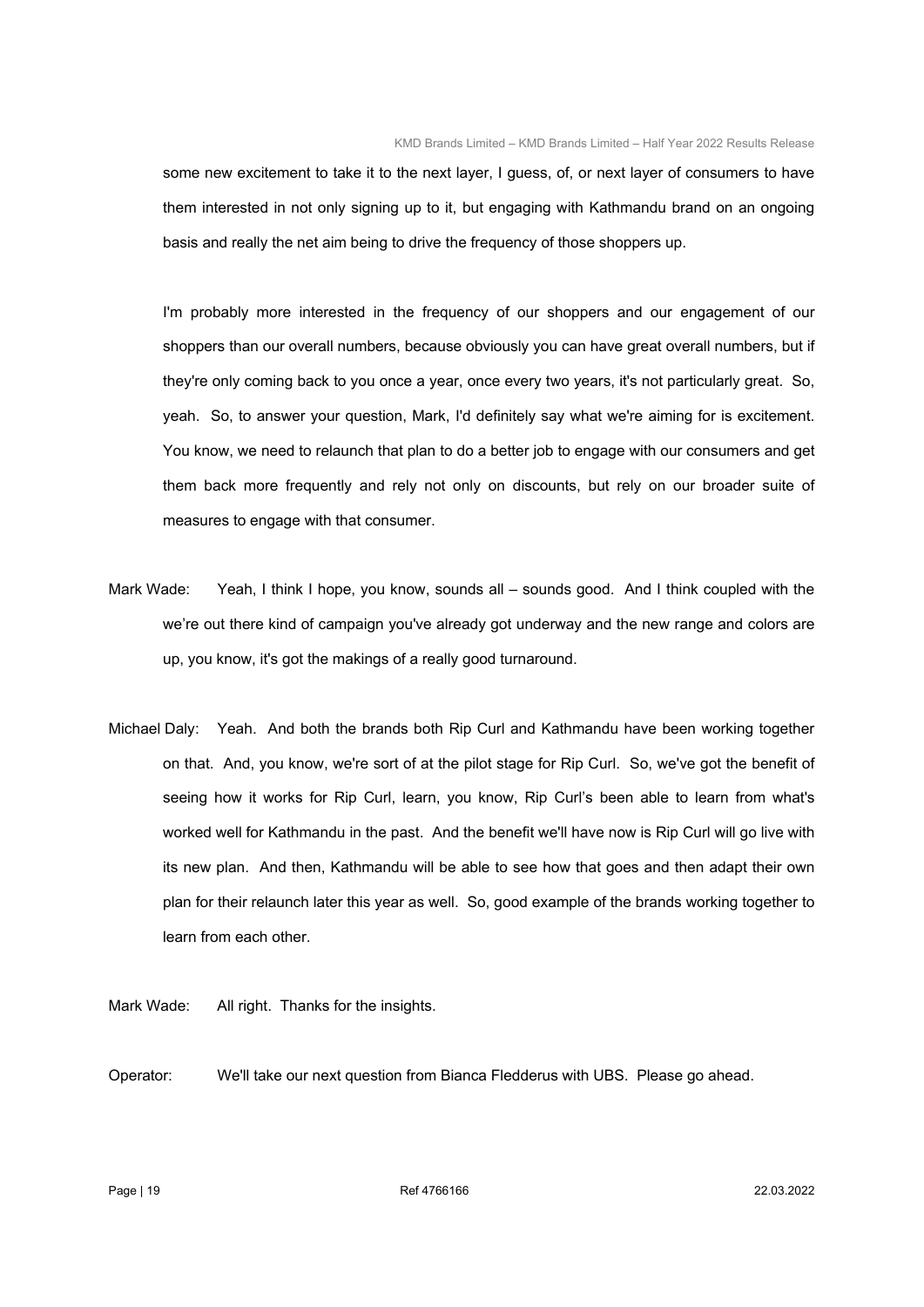some new excitement to take it to the next layer, I guess, of, or next layer of consumers to have them interested in not only signing up to it, but engaging with Kathmandu brand on an ongoing basis and really the net aim being to drive the frequency of those shoppers up.

I'm probably more interested in the frequency of our shoppers and our engagement of our shoppers than our overall numbers, because obviously you can have great overall numbers, but if they're only coming back to you once a year, once every two years, it's not particularly great. So, yeah. So, to answer your question, Mark, I'd definitely say what we're aiming for is excitement. You know, we need to relaunch that plan to do a better job to engage with our consumers and get them back more frequently and rely not only on discounts, but rely on our broader suite of measures to engage with that consumer.

Mark Wade: Yeah, I think I hope, you know, sounds all – sounds good. And I think coupled with the we're out there kind of campaign you've already got underway and the new range and colors are up, you know, it's got the makings of a really good turnaround.

Michael Daly: Yeah. And both the brands both Rip Curl and Kathmandu have been working together on that. And, you know, we're sort of at the pilot stage for Rip Curl. So, we've got the benefit of seeing how it works for Rip Curl, learn, you know, Rip Curl's been able to learn from what's worked well for Kathmandu in the past. And the benefit we'll have now is Rip Curl will go live with its new plan. And then, Kathmandu will be able to see how that goes and then adapt their own plan for their relaunch later this year as well. So, good example of the brands working together to learn from each other.

Mark Wade: All right. Thanks for the insights.

Operator: We'll take our next question from Bianca Fledderus with UBS. Please go ahead.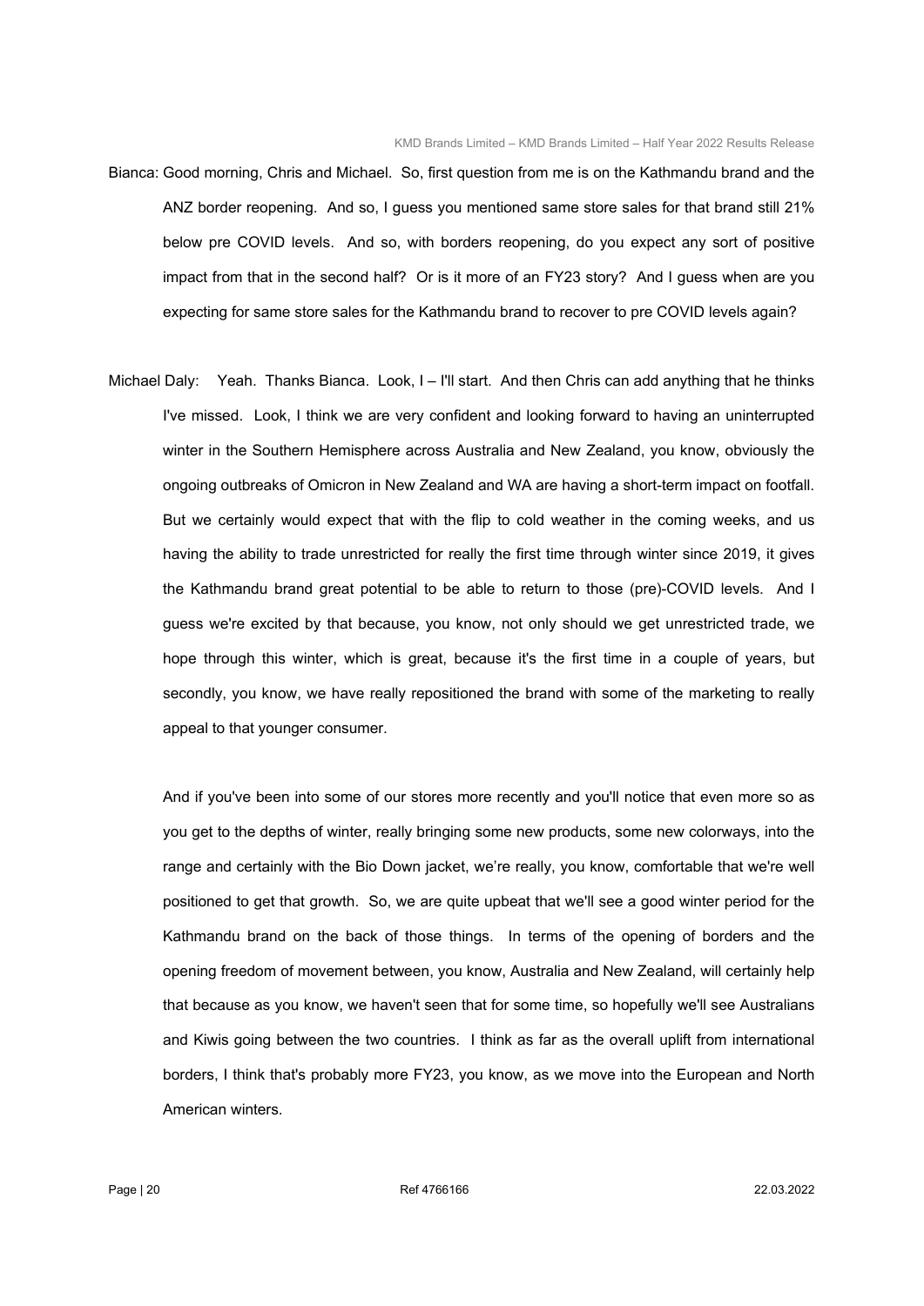Bianca: Good morning, Chris and Michael. So, first question from me is on the Kathmandu brand and the ANZ border reopening. And so, I guess you mentioned same store sales for that brand still 21% below pre COVID levels. And so, with borders reopening, do you expect any sort of positive impact from that in the second half? Or is it more of an FY23 story? And I guess when are you expecting for same store sales for the Kathmandu brand to recover to pre COVID levels again?

Michael Daly: Yeah. Thanks Bianca. Look, I – I'll start. And then Chris can add anything that he thinks I've missed. Look, I think we are very confident and looking forward to having an uninterrupted winter in the Southern Hemisphere across Australia and New Zealand, you know, obviously the ongoing outbreaks of Omicron in New Zealand and WA are having a short-term impact on footfall. But we certainly would expect that with the flip to cold weather in the coming weeks, and us having the ability to trade unrestricted for really the first time through winter since 2019, it gives the Kathmandu brand great potential to be able to return to those (pre)-COVID levels. And I guess we're excited by that because, you know, not only should we get unrestricted trade, we hope through this winter, which is great, because it's the first time in a couple of years, but secondly, you know, we have really repositioned the brand with some of the marketing to really appeal to that younger consumer.

And if you've been into some of our stores more recently and you'll notice that even more so as you get to the depths of winter, really bringing some new products, some new colorways, into the range and certainly with the Bio Down jacket, we're really, you know, comfortable that we're well positioned to get that growth. So, we are quite upbeat that we'll see a good winter period for the Kathmandu brand on the back of those things. In terms of the opening of borders and the opening freedom of movement between, you know, Australia and New Zealand, will certainly help that because as you know, we haven't seen that for some time, so hopefully we'll see Australians and Kiwis going between the two countries. I think as far as the overall uplift from international borders, I think that's probably more FY23, you know, as we move into the European and North American winters.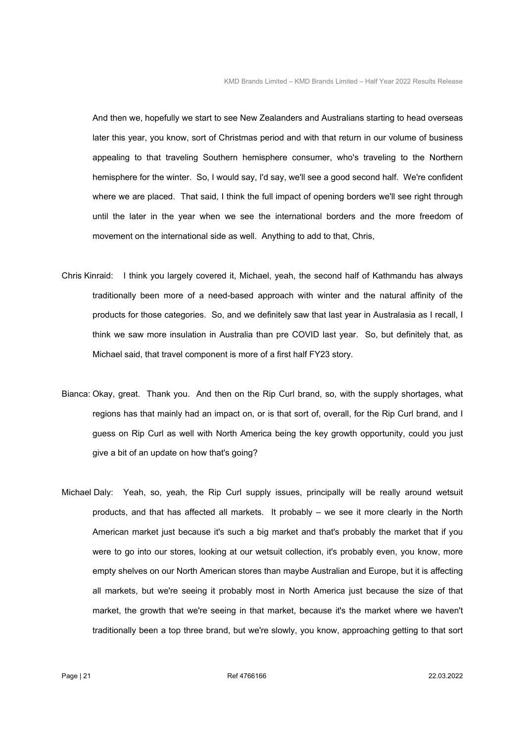And then we, hopefully we start to see New Zealanders and Australians starting to head overseas later this year, you know, sort of Christmas period and with that return in our volume of business appealing to that traveling Southern hemisphere consumer, who's traveling to the Northern hemisphere for the winter. So, I would say, I'd say, we'll see a good second half. We're confident where we are placed. That said, I think the full impact of opening borders we'll see right through until the later in the year when we see the international borders and the more freedom of movement on the international side as well. Anything to add to that, Chris,

Chris Kinraid: I think you largely covered it, Michael, yeah, the second half of Kathmandu has always traditionally been more of a need-based approach with winter and the natural affinity of the products for those categories. So, and we definitely saw that last year in Australasia as I recall, I think we saw more insulation in Australia than pre COVID last year. So, but definitely that, as Michael said, that travel component is more of a first half FY23 story.

Bianca: Okay, great. Thank you. And then on the Rip Curl brand, so, with the supply shortages, what regions has that mainly had an impact on, or is that sort of, overall, for the Rip Curl brand, and I guess on Rip Curl as well with North America being the key growth opportunity, could you just give a bit of an update on how that's going?

Michael Daly: Yeah, so, yeah, the Rip Curl supply issues, principally will be really around wetsuit products, and that has affected all markets. It probably – we see it more clearly in the North American market just because it's such a big market and that's probably the market that if you were to go into our stores, looking at our wetsuit collection, it's probably even, you know, more empty shelves on our North American stores than maybe Australian and Europe, but it is affecting all markets, but we're seeing it probably most in North America just because the size of that market, the growth that we're seeing in that market, because it's the market where we haven't traditionally been a top three brand, but we're slowly, you know, approaching getting to that sort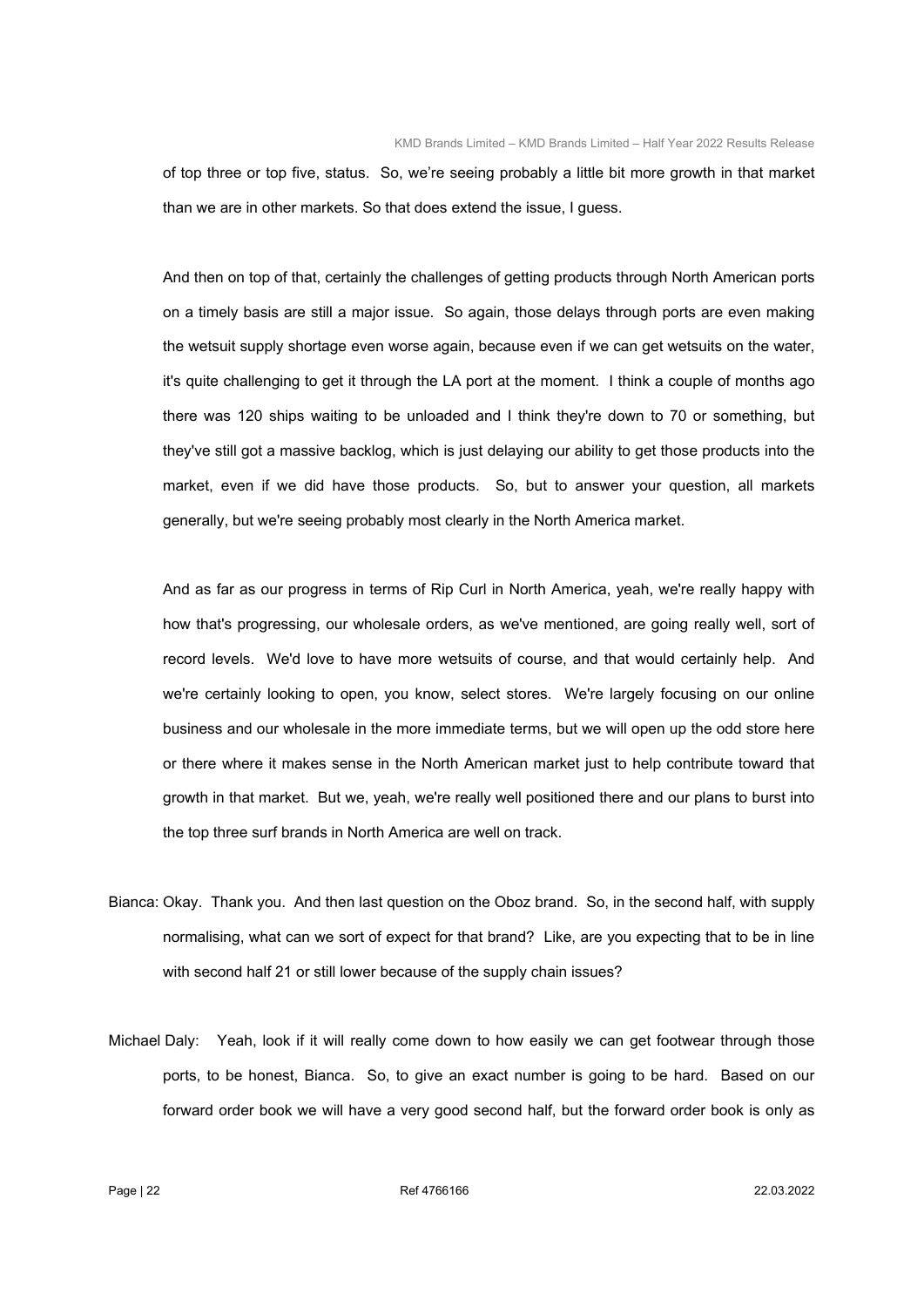of top three or top five, status. So, we're seeing probably a little bit more growth in that market than we are in other markets. So that does extend the issue, I guess.

And then on top of that, certainly the challenges of getting products through North American ports on a timely basis are still a major issue. So again, those delays through ports are even making the wetsuit supply shortage even worse again, because even if we can get wetsuits on the water, it's quite challenging to get it through the LA port at the moment. I think a couple of months ago there was 120 ships waiting to be unloaded and I think they're down to 70 or something, but they've still got a massive backlog, which is just delaying our ability to get those products into the market, even if we did have those products. So, but to answer your question, all markets generally, but we're seeing probably most clearly in the North America market.

And as far as our progress in terms of Rip Curl in North America, yeah, we're really happy with how that's progressing, our wholesale orders, as we've mentioned, are going really well, sort of record levels. We'd love to have more wetsuits of course, and that would certainly help. And we're certainly looking to open, you know, select stores. We're largely focusing on our online business and our wholesale in the more immediate terms, but we will open up the odd store here or there where it makes sense in the North American market just to help contribute toward that growth in that market. But we, yeah, we're really well positioned there and our plans to burst into the top three surf brands in North America are well on track.

Bianca: Okay. Thank you. And then last question on the Oboz brand. So, in the second half, with supply normalising, what can we sort of expect for that brand? Like, are you expecting that to be in line with second half 21 or still lower because of the supply chain issues?

Michael Daly: Yeah, look if it will really come down to how easily we can get footwear through those ports, to be honest, Bianca. So, to give an exact number is going to be hard. Based on our forward order book we will have a very good second half, but the forward order book is only as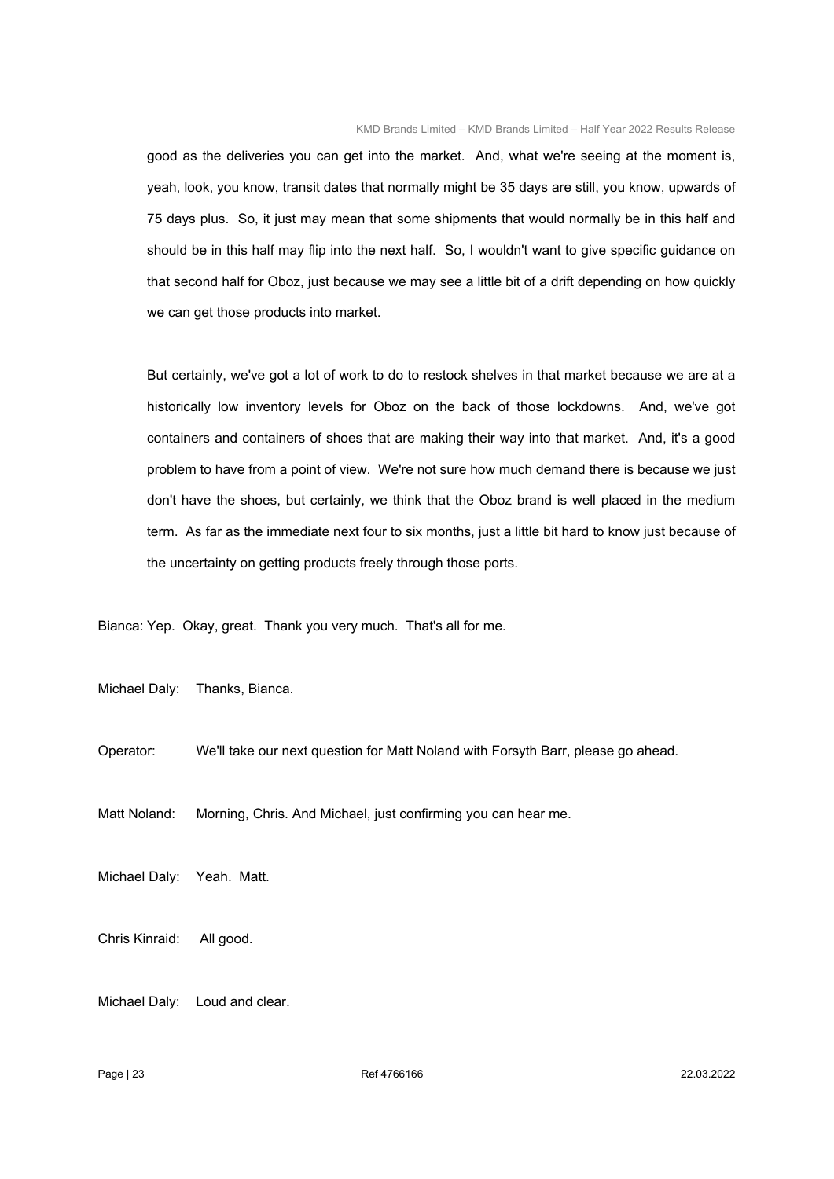good as the deliveries you can get into the market. And, what we're seeing at the moment is, yeah, look, you know, transit dates that normally might be 35 days are still, you know, upwards of 75 days plus. So, it just may mean that some shipments that would normally be in this half and should be in this half may flip into the next half. So, I wouldn't want to give specific guidance on that second half for Oboz, just because we may see a little bit of a drift depending on how quickly we can get those products into market.

But certainly, we've got a lot of work to do to restock shelves in that market because we are at a historically low inventory levels for Oboz on the back of those lockdowns. And, we've got containers and containers of shoes that are making their way into that market. And, it's a good problem to have from a point of view. We're not sure how much demand there is because we just don't have the shoes, but certainly, we think that the Oboz brand is well placed in the medium term. As far as the immediate next four to six months, just a little bit hard to know just because of the uncertainty on getting products freely through those ports.

Bianca: Yep. Okay, great. Thank you very much. That's all for me.

Michael Daly: Thanks, Bianca.

Operator: We'll take our next question for Matt Noland with Forsyth Barr, please go ahead.

Matt Noland: Morning, Chris. And Michael, just confirming you can hear me.

Michael Daly: Yeah. Matt.

Chris Kinraid: All good.

Michael Daly: Loud and clear.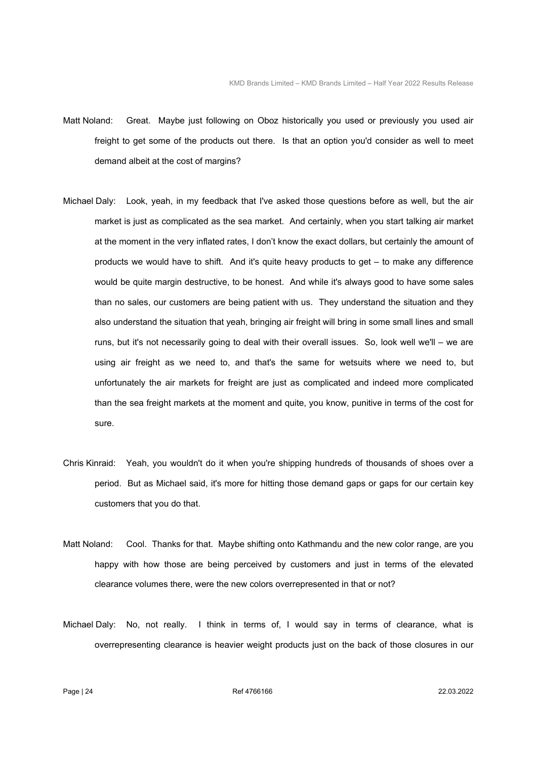Matt Noland: Great. Maybe just following on Oboz historically you used or previously you used air freight to get some of the products out there. Is that an option you'd consider as well to meet demand albeit at the cost of margins?

Michael Daly: Look, yeah, in my feedback that I've asked those questions before as well, but the air market is just as complicated as the sea market. And certainly, when you start talking air market at the moment in the very inflated rates, I don't know the exact dollars, but certainly the amount of products we would have to shift. And it's quite heavy products to get – to make any difference would be quite margin destructive, to be honest. And while it's always good to have some sales than no sales, our customers are being patient with us. They understand the situation and they also understand the situation that yeah, bringing air freight will bring in some small lines and small runs, but it's not necessarily going to deal with their overall issues. So, look well we'll – we are using air freight as we need to, and that's the same for wetsuits where we need to, but unfortunately the air markets for freight are just as complicated and indeed more complicated than the sea freight markets at the moment and quite, you know, punitive in terms of the cost for sure.

Chris Kinraid: Yeah, you wouldn't do it when you're shipping hundreds of thousands of shoes over a period. But as Michael said, it's more for hitting those demand gaps or gaps for our certain key customers that you do that.

Matt Noland: Cool. Thanks for that. Maybe shifting onto Kathmandu and the new color range, are you happy with how those are being perceived by customers and just in terms of the elevated clearance volumes there, were the new colors overrepresented in that or not?

Michael Daly: No, not really. I think in terms of, I would say in terms of clearance, what is overrepresenting clearance is heavier weight products just on the back of those closures in our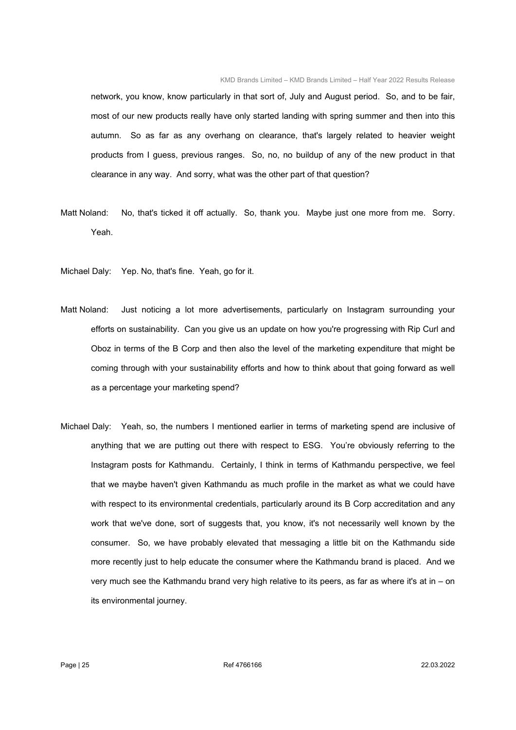network, you know, know particularly in that sort of, July and August period. So, and to be fair, most of our new products really have only started landing with spring summer and then into this autumn. So as far as any overhang on clearance, that's largely related to heavier weight products from I guess, previous ranges. So, no, no buildup of any of the new product in that clearance in any way. And sorry, what was the other part of that question?

Matt Noland: No, that's ticked it off actually. So, thank you. Maybe just one more from me. Sorry. Yeah.

Michael Daly: Yep. No, that's fine. Yeah, go for it.

Matt Noland: Just noticing a lot more advertisements, particularly on Instagram surrounding your efforts on sustainability. Can you give us an update on how you're progressing with Rip Curl and Oboz in terms of the B Corp and then also the level of the marketing expenditure that might be coming through with your sustainability efforts and how to think about that going forward as well as a percentage your marketing spend?

Michael Daly: Yeah, so, the numbers I mentioned earlier in terms of marketing spend are inclusive of anything that we are putting out there with respect to ESG. You're obviously referring to the Instagram posts for Kathmandu. Certainly, I think in terms of Kathmandu perspective, we feel that we maybe haven't given Kathmandu as much profile in the market as what we could have with respect to its environmental credentials, particularly around its B Corp accreditation and any work that we've done, sort of suggests that, you know, it's not necessarily well known by the consumer. So, we have probably elevated that messaging a little bit on the Kathmandu side more recently just to help educate the consumer where the Kathmandu brand is placed. And we very much see the Kathmandu brand very high relative to its peers, as far as where it's at in – on its environmental journey.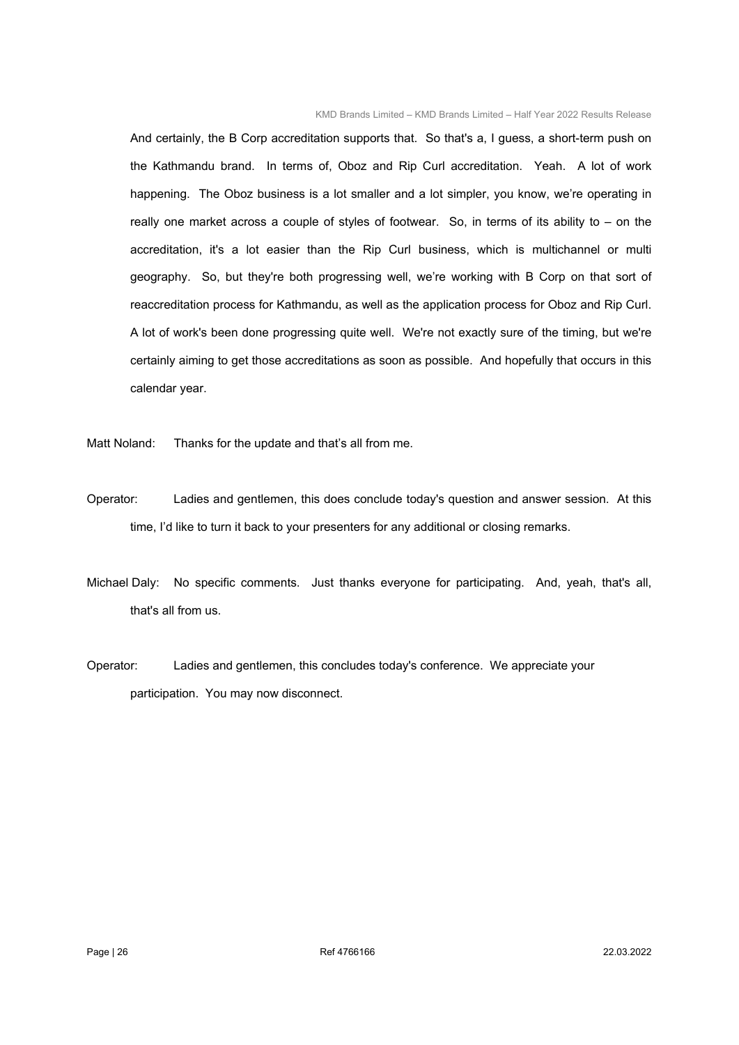And certainly, the B Corp accreditation supports that. So that's a, I guess, a short-term push on the Kathmandu brand. In terms of, Oboz and Rip Curl accreditation. Yeah. A lot of work happening. The Oboz business is a lot smaller and a lot simpler, you know, we're operating in really one market across a couple of styles of footwear. So, in terms of its ability to – on the accreditation, it's a lot easier than the Rip Curl business, which is multichannel or multi geography. So, but they're both progressing well, we're working with B Corp on that sort of reaccreditation process for Kathmandu, as well as the application process for Oboz and Rip Curl. A lot of work's been done progressing quite well. We're not exactly sure of the timing, but we're certainly aiming to get those accreditations as soon as possible. And hopefully that occurs in this calendar year.

Matt Noland: Thanks for the update and that's all from me.

Operator: Ladies and gentlemen, this does conclude today's question and answer session. At this time, I'd like to turn it back to your presenters for any additional or closing remarks.

Michael Daly: No specific comments. Just thanks everyone for participating. And, yeah, that's all, that's all from us.

Operator: Ladies and gentlemen, this concludes today's conference. We appreciate your participation. You may now disconnect.